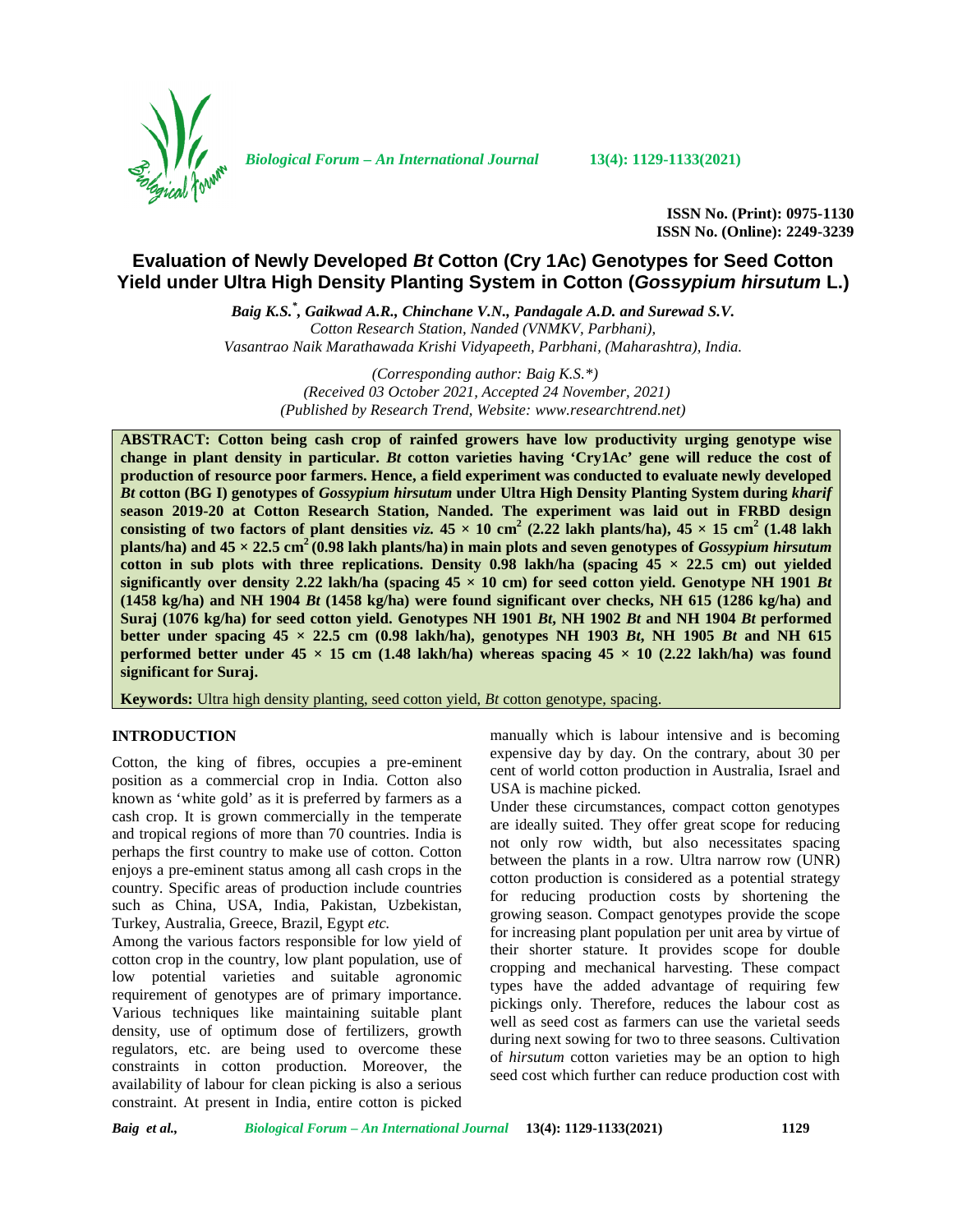ISSN No. (Print): 0975-1130
ISSN No. (Online): 2249-3239

# Evaluation of Newly Developed *Bt* Cotton (Cry 1Ac) Genotypes for Seed Cotton Yield under Ultra High Density Planting System in Cotton (*Gossypium hirsutum* L.)

***Baig K.S.*, Gaikwad A.R., Chinchane V.N., Pandagale A.D. and Surewad S.V.***
*Cotton Research Station, Nanded (VNMKV, Parbhani), Vasantrao Naik Marathawada Krishi Vidyapeeth, Parbhani, (Maharashtra), India.*

*(Corresponding author: Baig K.S.\*)*
*(Received 03 October 2021, Accepted 24 November, 2021)*
*(Published by Research Trend, Website: www.researchtrend.net)*

**ABSTRACT: Cotton being cash crop of rainfed growers have low productivity urging genotype wise change in plant density in particular. *Bt* cotton varieties having 'Cry1Ac' gene will reduce the cost of production of resource poor farmers. Hence, a field experiment was conducted to evaluate newly developed *Bt* cotton (BG I) genotypes of *Gossypium hirsutum* under Ultra High Density Planting System during *kharif* season 2019-20 at Cotton Research Station, Nanded. The experiment was laid out in FRBD design consisting of two factors of plant densities *viz.* 45 × 10 cm$^2$ (2.22 lakh plants/ha), 45 × 15 cm$^2$ (1.48 lakh plants/ha) and 45 × 22.5 cm$^2$ (0.98 lakh plants/ha) in main plots and seven genotypes of *Gossypium hirsutum* cotton in sub plots with three replications. Density 0.98 lakh/ha (spacing 45 × 22.5 cm) out yielded significantly over density 2.22 lakh/ha (spacing 45 × 10 cm) for seed cotton yield. Genotype NH 1901 *Bt* (1458 kg/ha) and NH 1904 *Bt* (1458 kg/ha) were found significant over checks, NH 615 (1286 kg/ha) and Suraj (1076 kg/ha) for seed cotton yield. Genotypes NH 1901 *Bt*, NH 1902 *Bt* and NH 1904 *Bt* performed better under spacing 45 × 22.5 cm (0.98 lakh/ha), genotypes NH 1903 *Bt*, NH 1905 *Bt* and NH 615 performed better under 45 × 15 cm (1.48 lakh/ha) whereas spacing 45 × 10 (2.22 lakh/ha) was found significant for Suraj.**

**Keywords:** Ultra high density planting, seed cotton yield, *Bt* cotton genotype, spacing.

## INTRODUCTION

Cotton, the king of fibres, occupies a pre-eminent position as a commercial crop in India. Cotton also known as 'white gold' as it is preferred by farmers as a cash crop. It is grown commercially in the temperate and tropical regions of more than 70 countries. India is perhaps the first country to make use of cotton. Cotton enjoys a pre-eminent status among all cash crops in the country. Specific areas of production include countries such as China, USA, India, Pakistan, Uzbekistan, Turkey, Australia, Greece, Brazil, Egypt *etc.*

Among the various factors responsible for low yield of cotton crop in the country, low plant population, use of low potential varieties and suitable agronomic requirement of genotypes are of primary importance. Various techniques like maintaining suitable plant density, use of optimum dose of fertilizers, growth regulators, etc. are being used to overcome these constraints in cotton production. Moreover, the availability of labour for clean picking is also a serious constraint. At present in India, entire cotton is picked manually which is labour intensive and is becoming expensive day by day. On the contrary, about 30 per cent of world cotton production in Australia, Israel and USA is machine picked.

Under these circumstances, compact cotton genotypes are ideally suited. They offer great scope for reducing not only row width, but also necessitates spacing between the plants in a row. Ultra narrow row (UNR) cotton production is considered as a potential strategy for reducing production costs by shortening the growing season. Compact genotypes provide the scope for increasing plant population per unit area by virtue of their shorter stature. It provides scope for double cropping and mechanical harvesting. These compact types have the added advantage of requiring few pickings only. Therefore, reduces the labour cost as well as seed cost as farmers can use the varietal seeds during next sowing for two to three seasons. Cultivation of *hirsutum* cotton varieties may be an option to high seed cost which further can reduce production cost with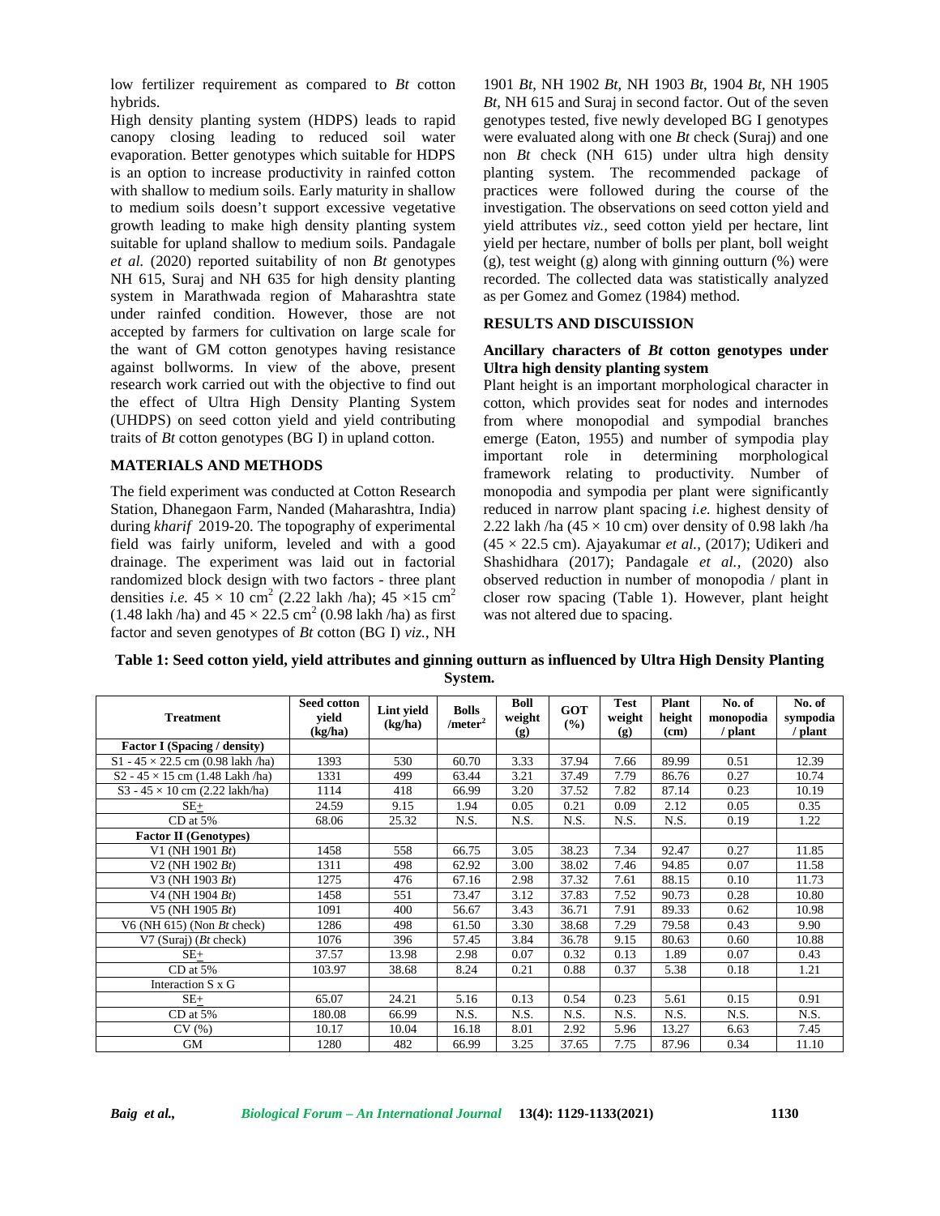low fertilizer requirement as compared to *Bt* cotton hybrids.

High density planting system (HDPS) leads to rapid canopy closing leading to reduced soil water evaporation. Better genotypes which suitable for HDPS is an option to increase productivity in rainfed cotton with shallow to medium soils. Early maturity in shallow to medium soils doesn't support excessive vegetative growth leading to make high density planting system suitable for upland shallow to medium soils. Pandagale *et al.* (2020) reported suitability of non *Bt* genotypes NH 615, Suraj and NH 635 for high density planting system in Marathwada region of Maharashtra state under rainfed condition. However, those are not accepted by farmers for cultivation on large scale for the want of GM cotton genotypes having resistance against bollworms. In view of the above, present research work carried out with the objective to find out the effect of Ultra High Density Planting System (UHDPS) on seed cotton yield and yield contributing traits of *Bt* cotton genotypes (BG I) in upland cotton.

## MATERIALS AND METHODS

The field experiment was conducted at Cotton Research Station, Dhanegaon Farm, Nanded (Maharashtra, India) during *kharif* 2019-20. The topography of experimental field was fairly uniform, leveled and with a good drainage. The experiment was laid out in factorial randomized block design with two factors - three plant densities *i.e.* $45 \times 10$ cm$^2$ (2.22 lakh /ha); $45 \times 15$ cm$^2$ (1.48 lakh /ha) and $45 \times 22.5$ cm$^2$ (0.98 lakh /ha) as first factor and seven genotypes of *Bt* cotton (BG I) *viz.*, NH 1901 *Bt*, NH 1902 *Bt*, NH 1903 *Bt*, 1904 *Bt*, NH 1905 *Bt*, NH 615 and Suraj in second factor. Out of the seven genotypes tested, five newly developed BG I genotypes were evaluated along with one *Bt* check (Suraj) and one non *Bt* check (NH 615) under ultra high density planting system. The recommended package of practices were followed during the course of the investigation. The observations on seed cotton yield and yield attributes *viz.*, seed cotton yield per hectare, lint yield per hectare, number of bolls per plant, boll weight (g), test weight (g) along with ginning outturn (%) were recorded. The collected data was statistically analyzed as per Gomez and Gomez (1984) method.

## RESULTS AND DISCUISSION

### Ancillary characters of *Bt* cotton genotypes under Ultra high density planting system

Plant height is an important morphological character in cotton, which provides seat for nodes and internodes from where monopodial and sympodial branches emerge (Eaton, 1955) and number of sympodia play important role in determining morphological framework relating to productivity. Number of monopodia and sympodia per plant were significantly reduced in narrow plant spacing *i.e.* highest density of 2.22 lakh /ha ($45 \times 10$ cm) over density of 0.98 lakh /ha ($45 \times 22.5$ cm). Ajayakumar *et al.*, (2017); Udikeri and Shashidhara (2017); Pandagale *et al.*, (2020) also observed reduction in number of monopodia / plant in closer row spacing (Table 1). However, plant height was not altered due to spacing.

**Table 1: Seed cotton yield, yield attributes and ginning outturn as influenced by Ultra High Density Planting System.**

| Treatment | Seed cotton yield (kg/ha) | Lint yield (kg/ha) | Bolls /meter$^2$ | Boll weight (g) | GOT (%) | Test weight (g) | Plant height (cm) | No. of monopodia / plant | No. of sympodia / plant |
|---|---|---|---|---|---|---|---|---|---|
| **Factor I (Spacing / density)** | | | | | | | | | |
| S1 - $45 \times 22.5$ cm (0.98 lakh /ha) | 1393 | 530 | 60.70 | 3.33 | 37.94 | 7.66 | 89.99 | 0.51 | 12.39 |
| S2 - $45 \times 15$ cm (1.48 Lakh /ha) | 1331 | 499 | 63.44 | 3.21 | 37.49 | 7.79 | 86.76 | 0.27 | 10.74 |
| S3 - $45 \times 10$ cm (2.22 lakh/ha) | 1114 | 418 | 66.99 | 3.20 | 37.52 | 7.82 | 87.14 | 0.23 | 10.19 |
| SE± | 24.59 | 9.15 | 1.94 | 0.05 | 0.21 | 0.09 | 2.12 | 0.05 | 0.35 |
| CD at 5% | 68.06 | 25.32 | N.S. | N.S. | N.S. | N.S. | N.S. | 0.19 | 1.22 |
| **Factor II (Genotypes)** | | | | | | | | | |
| V1 (NH 1901 *Bt*) | 1458 | 558 | 66.75 | 3.05 | 38.23 | 7.34 | 92.47 | 0.27 | 11.85 |
| V2 (NH 1902 *Bt*) | 1311 | 498 | 62.92 | 3.00 | 38.02 | 7.46 | 94.85 | 0.07 | 11.58 |
| V3 (NH 1903 *Bt*) | 1275 | 476 | 67.16 | 2.98 | 37.32 | 7.61 | 88.15 | 0.10 | 11.73 |
| V4 (NH 1904 *Bt*) | 1458 | 551 | 73.47 | 3.12 | 37.83 | 7.52 | 90.73 | 0.28 | 10.80 |
| V5 (NH 1905 *Bt*) | 1091 | 400 | 56.67 | 3.43 | 36.71 | 7.91 | 89.33 | 0.62 | 10.98 |
| V6 (NH 615) (Non *Bt* check) | 1286 | 498 | 61.50 | 3.30 | 38.68 | 7.29 | 79.58 | 0.43 | 9.90 |
| V7 (Suraj) (*Bt* check) | 1076 | 396 | 57.45 | 3.84 | 36.78 | 9.15 | 80.63 | 0.60 | 10.88 |
| SE± | 37.57 | 13.98 | 2.98 | 0.07 | 0.32 | 0.13 | 1.89 | 0.07 | 0.43 |
| CD at 5% | 103.97 | 38.68 | 8.24 | 0.21 | 0.88 | 0.37 | 5.38 | 0.18 | 1.21 |
| Interaction S x G | | | | | | | | | |
| SE± | 65.07 | 24.21 | 5.16 | 0.13 | 0.54 | 0.23 | 5.61 | 0.15 | 0.91 |
| CD at 5% | 180.08 | 66.99 | N.S. | N.S. | N.S. | N.S. | N.S. | N.S. | N.S. |
| CV (%) | 10.17 | 10.04 | 16.18 | 8.01 | 2.92 | 5.96 | 13.27 | 6.63 | 7.45 |
| GM | 1280 | 482 | 66.99 | 3.25 | 37.65 | 7.75 | 87.96 | 0.34 | 11.10 |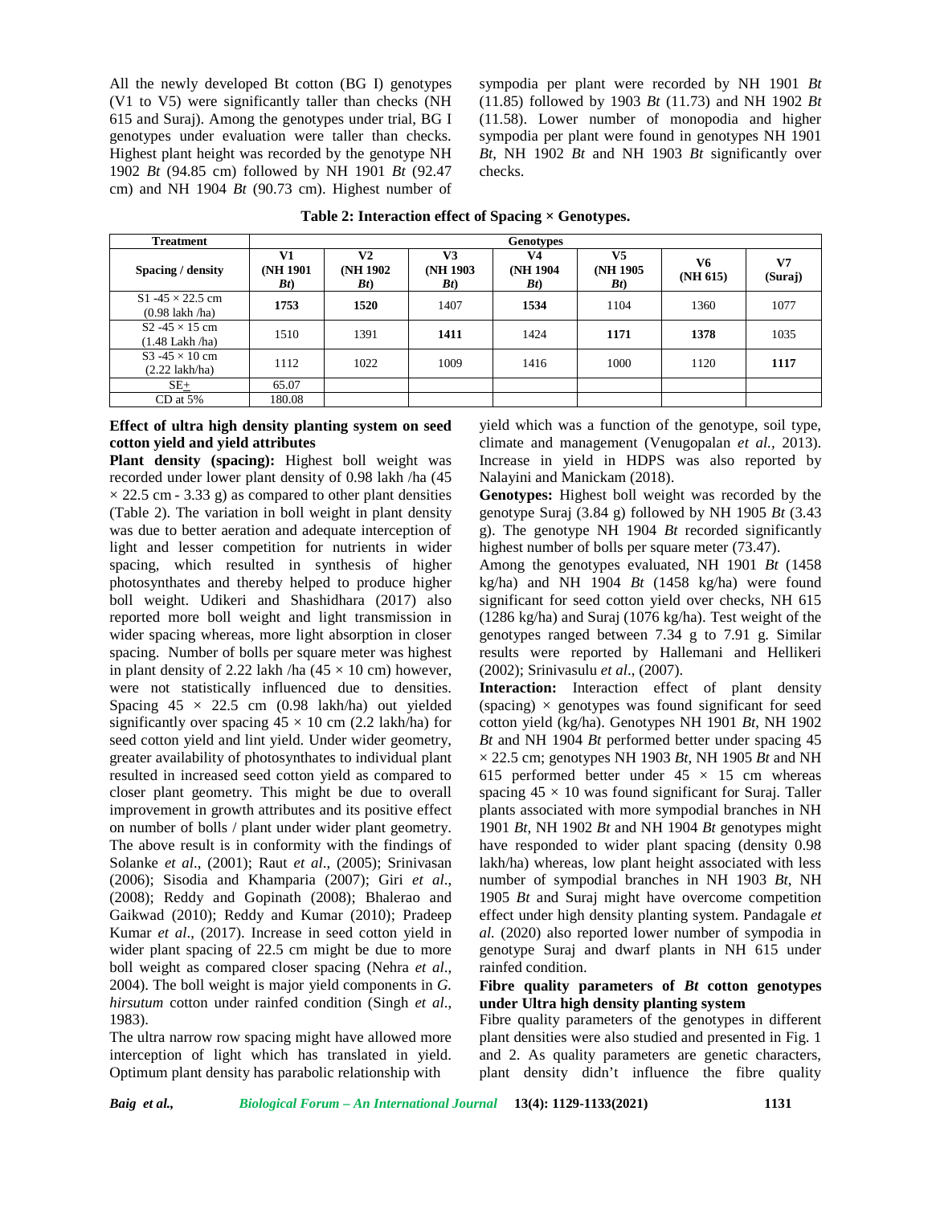All the newly developed Bt cotton (BG I) genotypes (V1 to V5) were significantly taller than checks (NH 615 and Suraj). Among the genotypes under trial, BG I genotypes under evaluation were taller than checks. Highest plant height was recorded by the genotype NH 1902 *Bt* (94.85 cm) followed by NH 1901 *Bt* (92.47 cm) and NH 1904 *Bt* (90.73 cm). Highest number of sympodia per plant were recorded by NH 1901 *Bt* (11.85) followed by 1903 *Bt* (11.73) and NH 1902 *Bt* (11.58). Lower number of monopodia and higher sympodia per plant were found in genotypes NH 1901 *Bt*, NH 1902 *Bt* and NH 1903 *Bt* significantly over checks.

**Table 2: Interaction effect of Spacing × Genotypes.**

| Treatment | Genotypes | | | | | | |
|---|---|---|---|---|---|---|---|
| Spacing / density | V1 (NH 1901 *Bt*) | V2 (NH 1902 *Bt*) | V3 (NH 1903 *Bt*) | V4 (NH 1904 *Bt*) | V5 (NH 1905 *Bt*) | V6 (NH 615) | V7 (Suraj) |
| S1 -45 × 22.5 cm (0.98 lakh /ha) | **1753** | **1520** | 1407 | **1534** | 1104 | 1360 | 1077 |
| S2 -45 × 15 cm (1.48 Lakh /ha) | 1510 | 1391 | **1411** | 1424 | **1171** | **1378** | 1035 |
| S3 -45 × 10 cm (2.22 lakh/ha) | 1112 | 1022 | 1009 | 1416 | 1000 | 1120 | **1117** |
| SE± | 65.07 | | | | | | |
| CD at 5% | 180.08 | | | | | | |

**Effect of ultra high density planting system on seed cotton yield and yield attributes**

**Plant density (spacing):** Highest boll weight was recorded under lower plant density of 0.98 lakh /ha (45 × 22.5 cm - 3.33 g) as compared to other plant densities (Table 2). The variation in boll weight in plant density was due to better aeration and adequate interception of light and lesser competition for nutrients in wider spacing, which resulted in synthesis of higher photosynthates and thereby helped to produce higher boll weight. Udikeri and Shashidhara (2017) also reported more boll weight and light transmission in wider spacing whereas, more light absorption in closer spacing. Number of bolls per square meter was highest in plant density of 2.22 lakh /ha (45 × 10 cm) however, were not statistically influenced due to densities. Spacing 45 × 22.5 cm (0.98 lakh/ha) out yielded significantly over spacing 45 × 10 cm (2.2 lakh/ha) for seed cotton yield and lint yield. Under wider geometry, greater availability of photosynthates to individual plant resulted in increased seed cotton yield as compared to closer plant geometry. This might be due to overall improvement in growth attributes and its positive effect on number of bolls / plant under wider plant geometry. The above result is in conformity with the findings of Solanke *et al*., (2001); Raut *et al*., (2005); Srinivasan (2006); Sisodia and Khamparia (2007); Giri *et al*., (2008); Reddy and Gopinath (2008); Bhalerao and Gaikwad (2010); Reddy and Kumar (2010); Pradeep Kumar *et al*., (2017). Increase in seed cotton yield in wider plant spacing of 22.5 cm might be due to more boll weight as compared closer spacing (Nehra *et al*., 2004). The boll weight is major yield components in *G. hirsutum* cotton under rainfed condition (Singh *et al*., 1983).

The ultra narrow row spacing might have allowed more interception of light which has translated in yield. Optimum plant density has parabolic relationship with yield which was a function of the genotype, soil type, climate and management (Venugopalan *et al.,* 2013). Increase in yield in HDPS was also reported by Nalayini and Manickam (2018).

**Genotypes:** Highest boll weight was recorded by the genotype Suraj (3.84 g) followed by NH 1905 *Bt* (3.43 g). The genotype NH 1904 *Bt* recorded significantly highest number of bolls per square meter (73.47).

Among the genotypes evaluated, NH 1901 *Bt* (1458 kg/ha) and NH 1904 *Bt* (1458 kg/ha) were found significant for seed cotton yield over checks, NH 615 (1286 kg/ha) and Suraj (1076 kg/ha). Test weight of the genotypes ranged between 7.34 g to 7.91 g. Similar results were reported by Hallemani and Hellikeri (2002); Srinivasulu *et al*., (2007).

**Interaction:** Interaction effect of plant density (spacing) × genotypes was found significant for seed cotton yield (kg/ha). Genotypes NH 1901 *Bt*, NH 1902 *Bt* and NH 1904 *Bt* performed better under spacing 45 × 22.5 cm; genotypes NH 1903 *Bt*, NH 1905 *Bt* and NH 615 performed better under 45 × 15 cm whereas spacing 45 × 10 was found significant for Suraj. Taller plants associated with more sympodial branches in NH 1901 *Bt*, NH 1902 *Bt* and NH 1904 *Bt* genotypes might have responded to wider plant spacing (density 0.98 lakh/ha) whereas, low plant height associated with less number of sympodial branches in NH 1903 *Bt*, NH 1905 *Bt* and Suraj might have overcome competition effect under high density planting system. Pandagale *et al.* (2020) also reported lower number of sympodia in genotype Suraj and dwarf plants in NH 615 under rainfed condition.

**Fibre quality parameters of *Bt* cotton genotypes under Ultra high density planting system**

Fibre quality parameters of the genotypes in different plant densities were also studied and presented in Fig. 1 and 2. As quality parameters are genetic characters, plant density didn't influence the fibre quality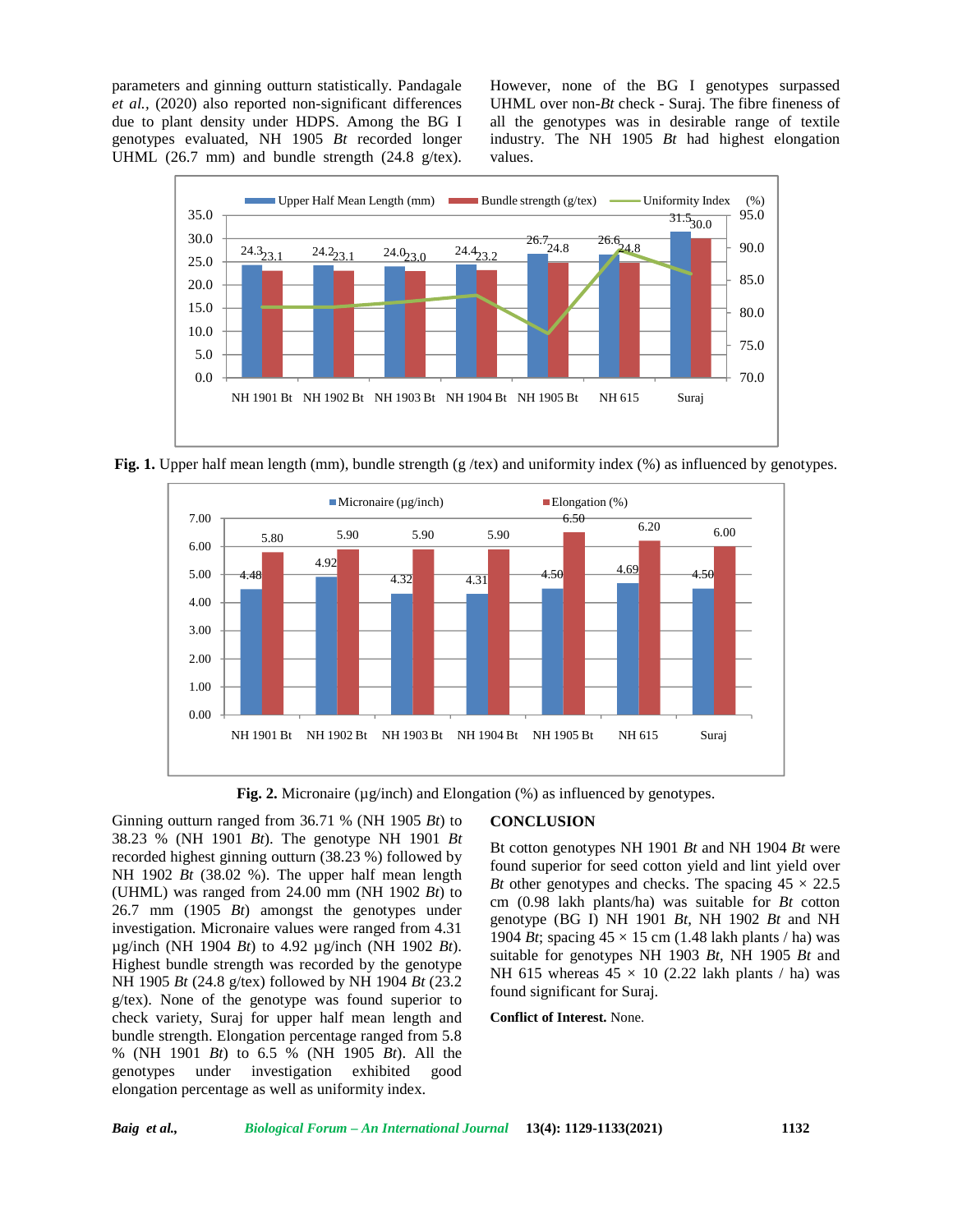parameters and ginning outturn statistically. Pandagale *et al.*, (2020) also reported non-significant differences due to plant density under HDPS. Among the BG I genotypes evaluated, NH 1905 *Bt* recorded longer UHML (26.7 mm) and bundle strength (24.8 g/tex). However, none of the BG I genotypes surpassed UHML over non-*Bt* check - Suraj. The fibre fineness of all the genotypes was in desirable range of textile industry. The NH 1905 *Bt* had highest elongation values.

**Fig. 1.** Upper half mean length (mm), bundle strength (g /tex) and uniformity index (%) as influenced by genotypes.

**Fig. 2.** Micronaire (µg/inch) and Elongation (%) as influenced by genotypes.

Ginning outturn ranged from 36.71 % (NH 1905 *Bt*) to 38.23 % (NH 1901 *Bt*). The genotype NH 1901 *Bt* recorded highest ginning outturn (38.23 %) followed by NH 1902 *Bt* (38.02 %). The upper half mean length (UHML) was ranged from 24.00 mm (NH 1902 *Bt*) to 26.7 mm (1905 *Bt*) amongst the genotypes under investigation. Micronaire values were ranged from 4.31 µg/inch (NH 1904 *Bt*) to 4.92 µg/inch (NH 1902 *Bt*). Highest bundle strength was recorded by the genotype NH 1905 *Bt* (24.8 g/tex) followed by NH 1904 *Bt* (23.2 g/tex). None of the genotype was found superior to check variety, Suraj for upper half mean length and bundle strength. Elongation percentage ranged from 5.8 % (NH 1901 *Bt*) to 6.5 % (NH 1905 *Bt*). All the genotypes under investigation exhibited good elongation percentage as well as uniformity index.

## CONCLUSION

Bt cotton genotypes NH 1901 *Bt* and NH 1904 *Bt* were found superior for seed cotton yield and lint yield over *Bt* other genotypes and checks. The spacing 45 × 22.5 cm (0.98 lakh plants/ha) was suitable for *Bt* cotton genotype (BG I) NH 1901 *Bt*, NH 1902 *Bt* and NH 1904 *Bt*; spacing 45 × 15 cm (1.48 lakh plants / ha) was suitable for genotypes NH 1903 *Bt*, NH 1905 *Bt* and NH 615 whereas 45 × 10 (2.22 lakh plants / ha) was found significant for Suraj.

**Conflict of Interest.** None.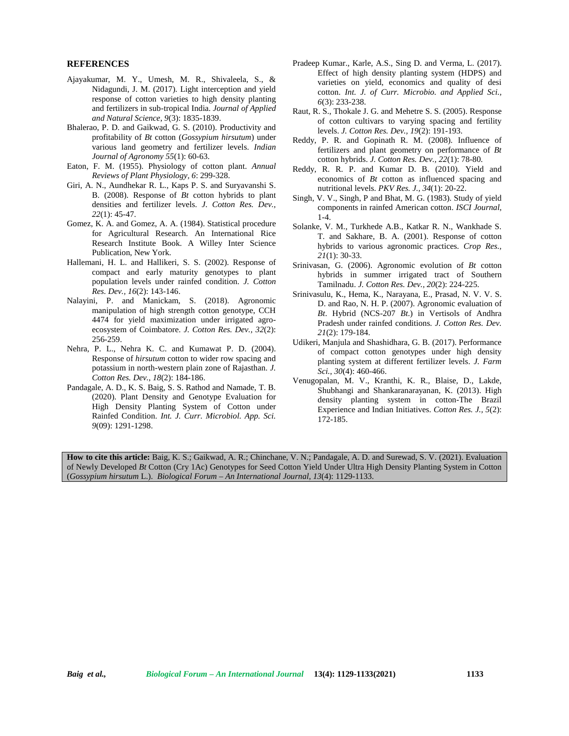## REFERENCES

Ajayakumar, M. Y., Umesh, M. R., Shivaleela, S., & Nidagundi, J. M. (2017). Light interception and yield response of cotton varieties to high density planting and fertilizers in sub-tropical India. *Journal of Applied and Natural Science*, *9*(3): 1835-1839.

Bhalerao, P. D. and Gaikwad, G. S. (2010). Productivity and profitability of *Bt* cotton (*Gossypium hirsutum*) under various land geometry and fertilizer levels. *Indian Journal of Agronomy 55*(1): 60-63.

Eaton, F. M. (1955). Physiology of cotton plant. *Annual Reviews of Plant Physiology, 6*: 299-328.

Giri, A. N., Aundhekar R. L., Kaps P. S. and Suryavanshi S. B. (2008). Response of *Bt* cotton hybrids to plant densities and fertilizer levels. *J. Cotton Res. Dev., 22*(1): 45-47.

Gomez, K. A. and Gomez, A. A. (1984). Statistical procedure for Agricultural Research. An International Rice Research Institute Book. A Willey Inter Science Publication, New York.

Hallemani, H. L. and Hallikeri, S. S. (2002). Response of compact and early maturity genotypes to plant population levels under rainfed condition. *J. Cotton Res. Dev., 16*(2): 143-146.

Nalayini, P. and Manickam, S. (2018). Agronomic manipulation of high strength cotton genotype, CCH 4474 for yield maximization under irrigated agro-ecosystem of Coimbatore. *J. Cotton Res. Dev., 32*(2): 256-259.

Nehra, P. L., Nehra K. C. and Kumawat P. D. (2004). Response of *hirsutum* cotton to wider row spacing and potassium in north-western plain zone of Rajasthan. *J. Cotton Res. Dev., 18*(2): 184-186.

Pandagale, A. D., K. S. Baig, S. S. Rathod and Namade, T. B. (2020). Plant Density and Genotype Evaluation for High Density Planting System of Cotton under Rainfed Condition. *Int. J. Curr. Microbiol. App. Sci. 9*(09): 1291-1298.

Pradeep Kumar., Karle, A.S., Sing D. and Verma, L. (2017). Effect of high density planting system (HDPS) and varieties on yield, economics and quality of desi cotton. *Int. J. of Curr. Microbio. and Applied Sci., 6*(3): 233-238.

Raut, R. S., Thokale J. G. and Mehetre S. S. (2005). Response of cotton cultivars to varying spacing and fertility levels. *J. Cotton Res. Dev., 19*(2): 191-193.

Reddy, P. R. and Gopinath R. M. (2008). Influence of fertilizers and plant geometry on performance of *Bt* cotton hybrids. *J. Cotton Res. Dev., 22*(1): 78-80.

Reddy, R. R. P. and Kumar D. B. (2010). Yield and economics of *Bt* cotton as influenced spacing and nutritional levels. *PKV Res. J., 34*(1): 20-22.

Singh, V. V., Singh, P and Bhat, M. G. (1983). Study of yield components in rainfed American cotton. *ISCI Journal*, 1-4.

Solanke, V. M., Turkhede A.B., Katkar R. N., Wankhade S. T. and Sakhare, B. A. (2001). Response of cotton hybrids to various agronomic practices. *Crop Res., 21*(1): 30-33.

Srinivasan, G. (2006). Agronomic evolution of *Bt* cotton hybrids in summer irrigated tract of Southern Tamilnadu. *J. Cotton Res. Dev., 20*(2): 224-225.

Srinivasulu, K., Hema, K., Narayana, E., Prasad, N. V. V. S. D. and Rao, N. H. P. (2007). Agronomic evaluation of *Bt*. Hybrid (NCS-207 *Bt*.) in Vertisols of Andhra Pradesh under rainfed conditions. *J. Cotton Res. Dev. 21*(2): 179-184.

Udikeri, Manjula and Shashidhara, G. B. (2017). Performance of compact cotton genotypes under high density planting system at different fertilizer levels. *J. Farm Sci., 30*(4): 460-466.

Venugopalan, M. V., Kranthi, K. R., Blaise, D., Lakde, Shubhangi and Shankaranarayanan, K. (2013). High density planting system in cotton-The Brazil Experience and Indian Initiatives. *Cotton Res. J., 5*(2): 172-185.

**How to cite this article:** Baig, K. S.; Gaikwad, A. R.; Chinchane, V. N.; Pandagale, A. D. and Surewad, S. V. (2021). Evaluation of Newly Developed *Bt* Cotton (Cry 1Ac) Genotypes for Seed Cotton Yield Under Ultra High Density Planting System in Cotton (*Gossypium hirsutum* L.). *Biological Forum – An International Journal*, *13*(4): 1129-1133.